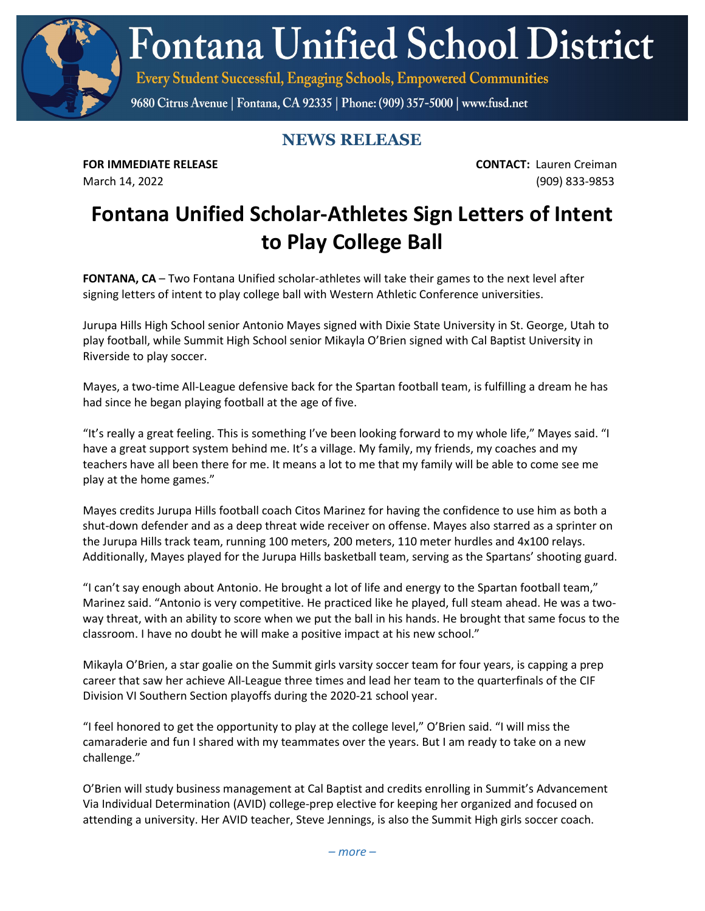# Fontana Unified School District

Every Student Successful, Engaging Schools, Empowered Communities

9680 Citrus Avenue | Fontana, CA 92335 | Phone: (909) 357-5000 | www.fusd.net

## NEWS RELEASE

**FOR IMMEDIATE RELEASE**
March 14, 2022

**CONTACT:** Lauren Creiman
(909) 833-9853

# Fontana Unified Scholar-Athletes Sign Letters of Intent to Play College Ball

**FONTANA, CA** – Two Fontana Unified scholar-athletes will take their games to the next level after signing letters of intent to play college ball with Western Athletic Conference universities.

Jurupa Hills High School senior Antonio Mayes signed with Dixie State University in St. George, Utah to play football, while Summit High School senior Mikayla O'Brien signed with Cal Baptist University in Riverside to play soccer.

Mayes, a two-time All-League defensive back for the Spartan football team, is fulfilling a dream he has had since he began playing football at the age of five.

"It's really a great feeling. This is something I've been looking forward to my whole life," Mayes said. "I have a great support system behind me. It's a village. My family, my friends, my coaches and my teachers have all been there for me. It means a lot to me that my family will be able to come see me play at the home games."

Mayes credits Jurupa Hills football coach Citos Marinez for having the confidence to use him as both a shut-down defender and as a deep threat wide receiver on offense. Mayes also starred as a sprinter on the Jurupa Hills track team, running 100 meters, 200 meters, 110 meter hurdles and 4x100 relays. Additionally, Mayes played for the Jurupa Hills basketball team, serving as the Spartans' shooting guard.

"I can't say enough about Antonio. He brought a lot of life and energy to the Spartan football team," Marinez said. "Antonio is very competitive. He practiced like he played, full steam ahead. He was a two-way threat, with an ability to score when we put the ball in his hands. He brought that same focus to the classroom. I have no doubt he will make a positive impact at his new school."

Mikayla O'Brien, a star goalie on the Summit girls varsity soccer team for four years, is capping a prep career that saw her achieve All-League three times and lead her team to the quarterfinals of the CIF Division VI Southern Section playoffs during the 2020-21 school year.

"I feel honored to get the opportunity to play at the college level," O'Brien said. "I will miss the camaraderie and fun I shared with my teammates over the years. But I am ready to take on a new challenge."

O'Brien will study business management at Cal Baptist and credits enrolling in Summit's Advancement Via Individual Determination (AVID) college-prep elective for keeping her organized and focused on attending a university. Her AVID teacher, Steve Jennings, is also the Summit High girls soccer coach.

*– more –*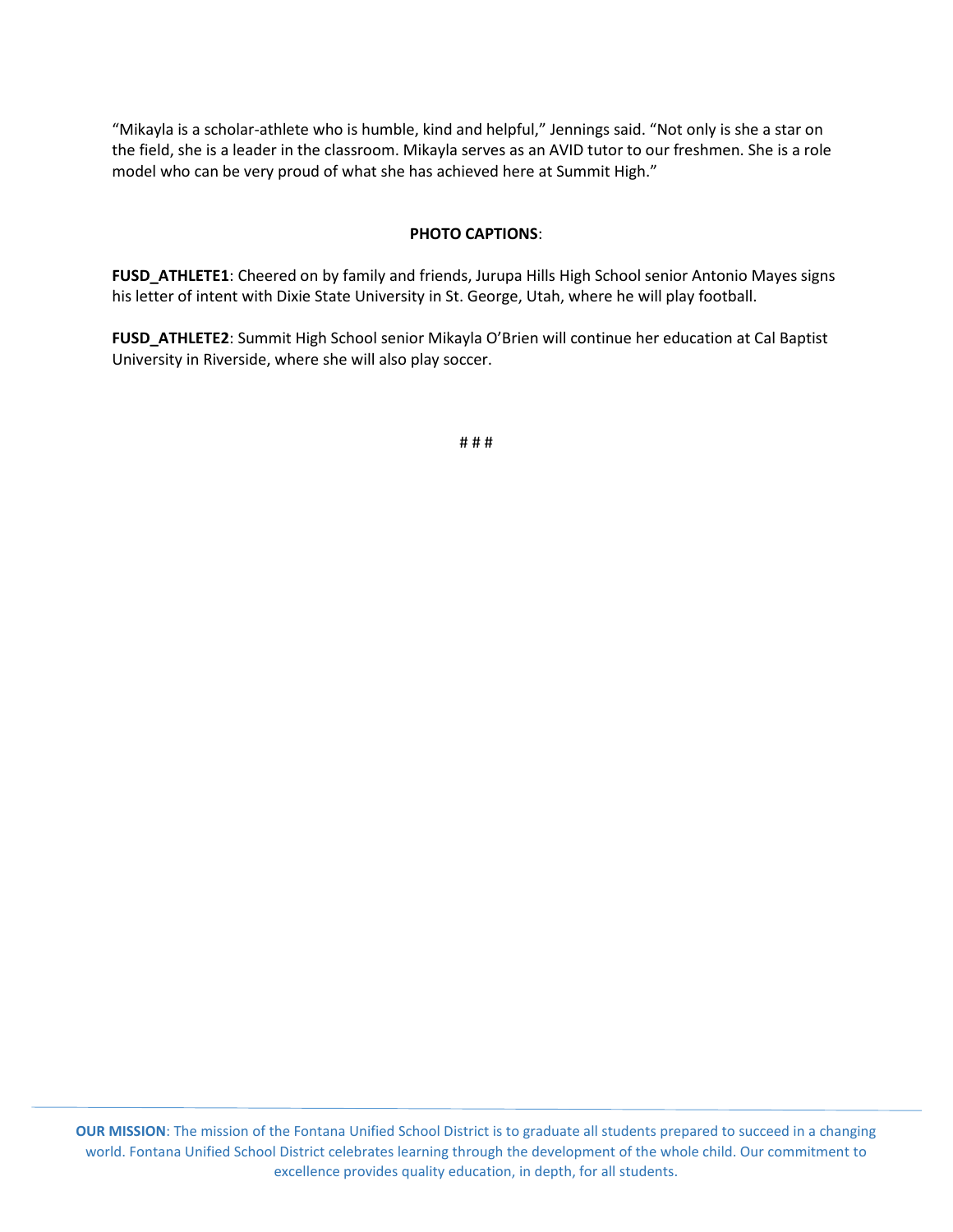"Mikayla is a scholar-athlete who is humble, kind and helpful," Jennings said. "Not only is she a star on the field, she is a leader in the classroom. Mikayla serves as an AVID tutor to our freshmen. She is a role model who can be very proud of what she has achieved here at Summit High."

**PHOTO CAPTIONS**:

**FUSD_ATHLETE1**: Cheered on by family and friends, Jurupa Hills High School senior Antonio Mayes signs his letter of intent with Dixie State University in St. George, Utah, where he will play football.

**FUSD_ATHLETE2**: Summit High School senior Mikayla O'Brien will continue her education at Cal Baptist University in Riverside, where she will also play soccer.

# # #

**OUR MISSION**: The mission of the Fontana Unified School District is to graduate all students prepared to succeed in a changing world. Fontana Unified School District celebrates learning through the development of the whole child. Our commitment to excellence provides quality education, in depth, for all students.